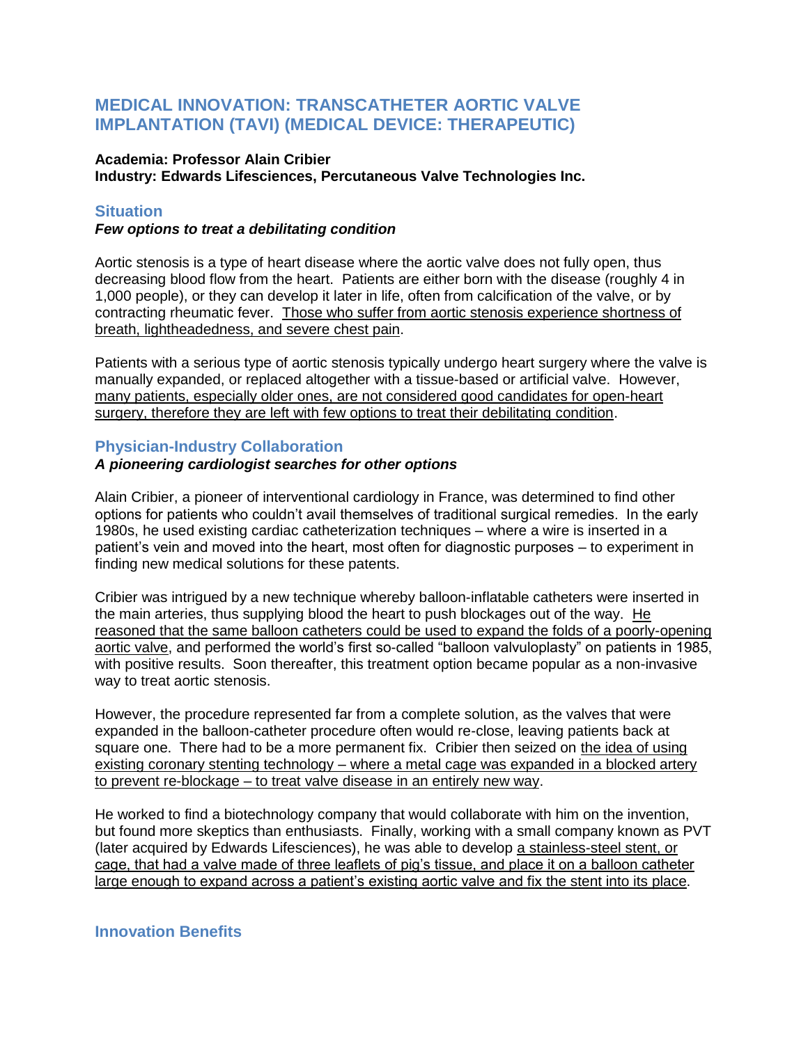# MEDICAL INNOVATION: TRANSCATHETER AORTIC VALVE IMPLANTATION (TAVI) (MEDICAL DEVICE: THERAPEUTIC)

**Academia: Professor Alain Cribier**
**Industry: Edwards Lifesciences, Percutaneous Valve Technologies Inc.**

## Situation

***Few options to treat a debilitating condition***

Aortic stenosis is a type of heart disease where the aortic valve does not fully open, thus decreasing blood flow from the heart. Patients are either born with the disease (roughly 4 in 1,000 people), or they can develop it later in life, often from calcification of the valve, or by contracting rheumatic fever. <u>Those who suffer from aortic stenosis experience shortness of breath, lightheadedness, and severe chest pain</u>.

Patients with a serious type of aortic stenosis typically undergo heart surgery where the valve is manually expanded, or replaced altogether with a tissue-based or artificial valve. However, <u>many patients, especially older ones, are not considered good candidates for open-heart surgery, therefore they are left with few options to treat their debilitating condition</u>.

## Physician-Industry Collaboration

***A pioneering cardiologist searches for other options***

Alain Cribier, a pioneer of interventional cardiology in France, was determined to find other options for patients who couldn't avail themselves of traditional surgical remedies. In the early 1980s, he used existing cardiac catheterization techniques – where a wire is inserted in a patient's vein and moved into the heart, most often for diagnostic purposes – to experiment in finding new medical solutions for these patents.

Cribier was intrigued by a new technique whereby balloon-inflatable catheters were inserted in the main arteries, thus supplying blood the heart to push blockages out of the way. <u>He reasoned that the same balloon catheters could be used to expand the folds of a poorly-opening aortic valve</u>, and performed the world's first so-called "balloon valvuloplasty" on patients in 1985, with positive results. Soon thereafter, this treatment option became popular as a non-invasive way to treat aortic stenosis.

However, the procedure represented far from a complete solution, as the valves that were expanded in the balloon-catheter procedure often would re-close, leaving patients back at square one. There had to be a more permanent fix. Cribier then seized on <u>the idea of using existing coronary stenting technology – where a metal cage was expanded in a blocked artery to prevent re-blockage – to treat valve disease in an entirely new way</u>.

He worked to find a biotechnology company that would collaborate with him on the invention, but found more skeptics than enthusiasts. Finally, working with a small company known as PVT (later acquired by Edwards Lifesciences), he was able to develop <u>a stainless-steel stent, or cage, that had a valve made of three leaflets of pig's tissue, and place it on a balloon catheter large enough to expand across a patient's existing aortic valve and fix the stent into its place</u>.

## Innovation Benefits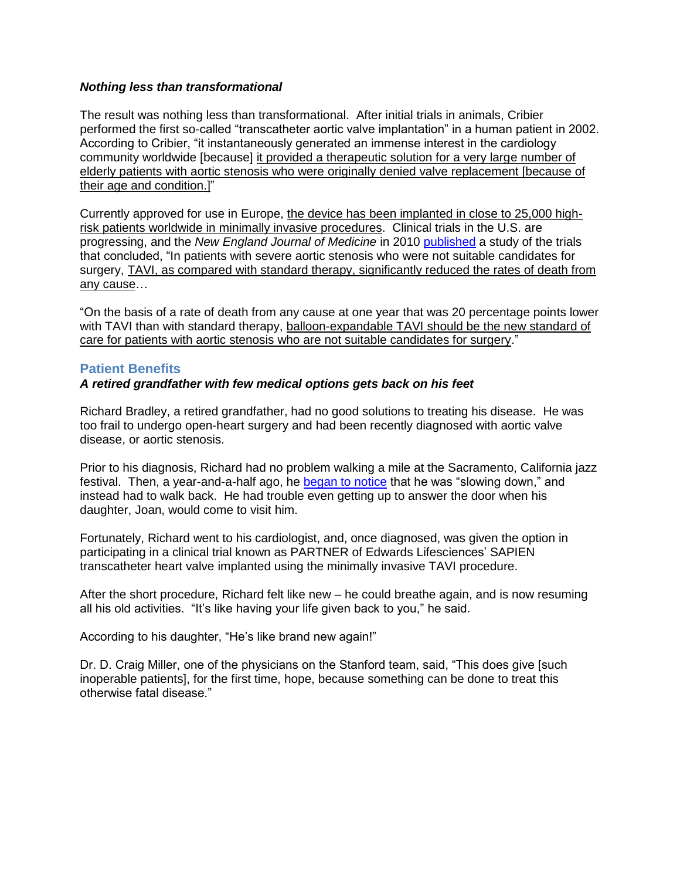***Nothing less than transformational***

The result was nothing less than transformational. After initial trials in animals, Cribier performed the first so-called "transcatheter aortic valve implantation" in a human patient in 2002. According to Cribier, "it instantaneously generated an immense interest in the cardiology community worldwide [because] it provided a therapeutic solution for a very large number of elderly patients with aortic stenosis who were originally denied valve replacement [because of their age and condition.]"

Currently approved for use in Europe, the device has been implanted in close to 25,000 high-risk patients worldwide in minimally invasive procedures. Clinical trials in the U.S. are progressing, and the *New England Journal of Medicine* in 2010 published a study of the trials that concluded, "In patients with severe aortic stenosis who were not suitable candidates for surgery, TAVI, as compared with standard therapy, significantly reduced the rates of death from any cause…

"On the basis of a rate of death from any cause at one year that was 20 percentage points lower with TAVI than with standard therapy, balloon-expandable TAVI should be the new standard of care for patients with aortic stenosis who are not suitable candidates for surgery."

## Patient Benefits

***A retired grandfather with few medical options gets back on his feet***

Richard Bradley, a retired grandfather, had no good solutions to treating his disease. He was too frail to undergo open-heart surgery and had been recently diagnosed with aortic valve disease, or aortic stenosis.

Prior to his diagnosis, Richard had no problem walking a mile at the Sacramento, California jazz festival. Then, a year-and-a-half ago, he began to notice that he was "slowing down," and instead had to walk back. He had trouble even getting up to answer the door when his daughter, Joan, would come to visit him.

Fortunately, Richard went to his cardiologist, and, once diagnosed, was given the option in participating in a clinical trial known as PARTNER of Edwards Lifesciences' SAPIEN transcatheter heart valve implanted using the minimally invasive TAVI procedure.

After the short procedure, Richard felt like new – he could breathe again, and is now resuming all his old activities. "It's like having your life given back to you," he said.

According to his daughter, "He's like brand new again!"

Dr. D. Craig Miller, one of the physicians on the Stanford team, said, "This does give [such inoperable patients], for the first time, hope, because something can be done to treat this otherwise fatal disease."